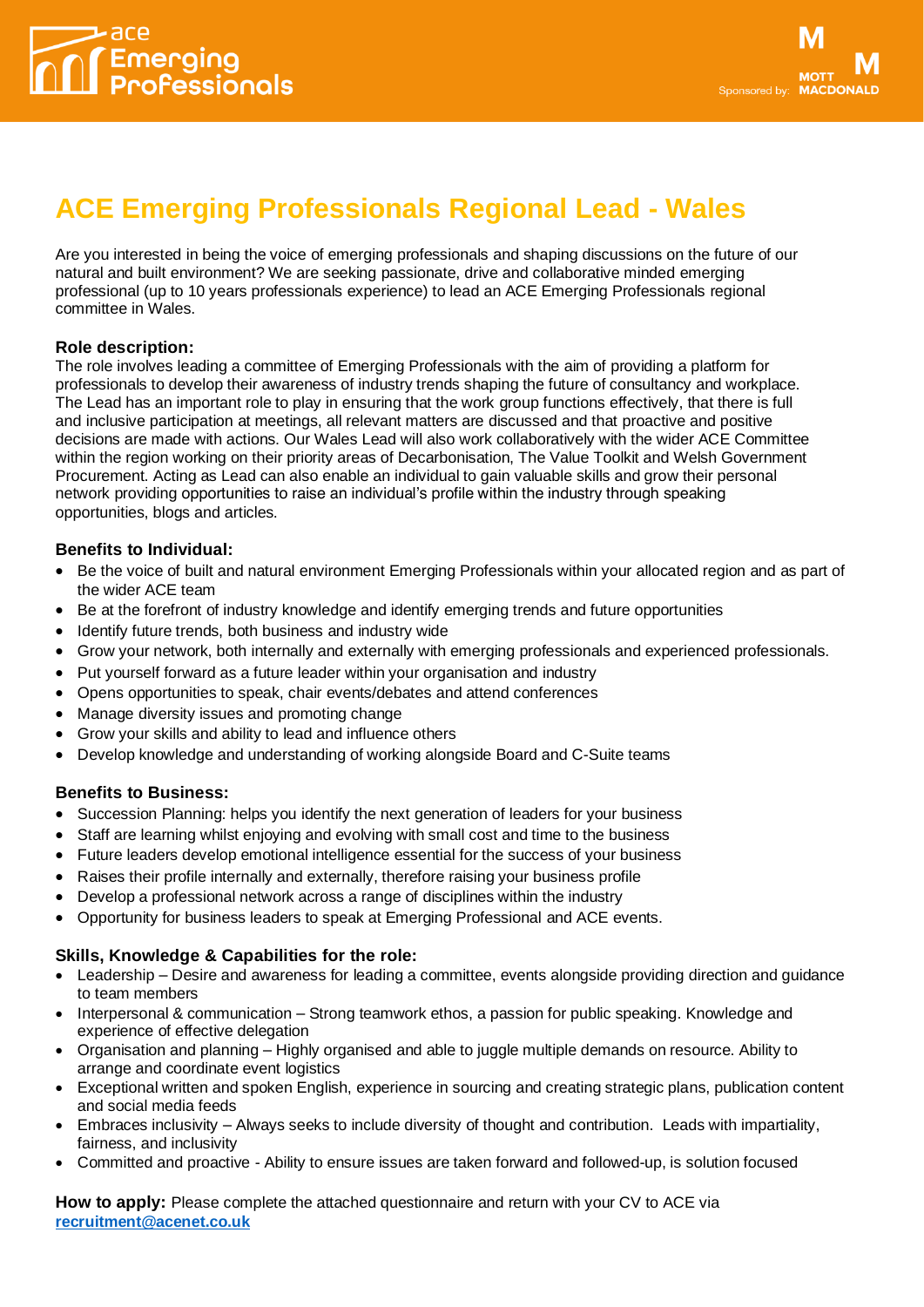# ACE Emerging Professionals Regional Lead - Wales

Are you interested in being the voice of emerging professionals and shaping discussions on the future of our natural and built environment? We are seeking passionate, drive and collaborative minded emerging professional (up to 10 years professionals experience) to lead an ACE Emerging Professionals regional committee in Wales.

**Role description:**
The role involves leading a committee of Emerging Professionals with the aim of providing a platform for professionals to develop their awareness of industry trends shaping the future of consultancy and workplace. The Lead has an important role to play in ensuring that the work group functions effectively, that there is full and inclusive participation at meetings, all relevant matters are discussed and that proactive and positive decisions are made with actions. Our Wales Lead will also work collaboratively with the wider ACE Committee within the region working on their priority areas of Decarbonisation, The Value Toolkit and Welsh Government Procurement. Acting as Lead can also enable an individual to gain valuable skills and grow their personal network providing opportunities to raise an individual's profile within the industry through speaking opportunities, blogs and articles.

**Benefits to Individual:**

- Be the voice of built and natural environment Emerging Professionals within your allocated region and as part of the wider ACE team
- Be at the forefront of industry knowledge and identify emerging trends and future opportunities
- Identify future trends, both business and industry wide
- Grow your network, both internally and externally with emerging professionals and experienced professionals.
- Put yourself forward as a future leader within your organisation and industry
- Opens opportunities to speak, chair events/debates and attend conferences
- Manage diversity issues and promoting change
- Grow your skills and ability to lead and influence others
- Develop knowledge and understanding of working alongside Board and C-Suite teams

**Benefits to Business:**

- Succession Planning: helps you identify the next generation of leaders for your business
- Staff are learning whilst enjoying and evolving with small cost and time to the business
- Future leaders develop emotional intelligence essential for the success of your business
- Raises their profile internally and externally, therefore raising your business profile
- Develop a professional network across a range of disciplines within the industry
- Opportunity for business leaders to speak at Emerging Professional and ACE events.

**Skills, Knowledge & Capabilities for the role:**

- Leadership – Desire and awareness for leading a committee, events alongside providing direction and guidance to team members
- Interpersonal & communication – Strong teamwork ethos, a passion for public speaking. Knowledge and experience of effective delegation
- Organisation and planning – Highly organised and able to juggle multiple demands on resource. Ability to arrange and coordinate event logistics
- Exceptional written and spoken English, experience in sourcing and creating strategic plans, publication content and social media feeds
- Embraces inclusivity – Always seeks to include diversity of thought and contribution. Leads with impartiality, fairness, and inclusivity
- Committed and proactive - Ability to ensure issues are taken forward and followed-up, is solution focused

**How to apply:** Please complete the attached questionnaire and return with your CV to ACE via **recruitment@acenet.co.uk**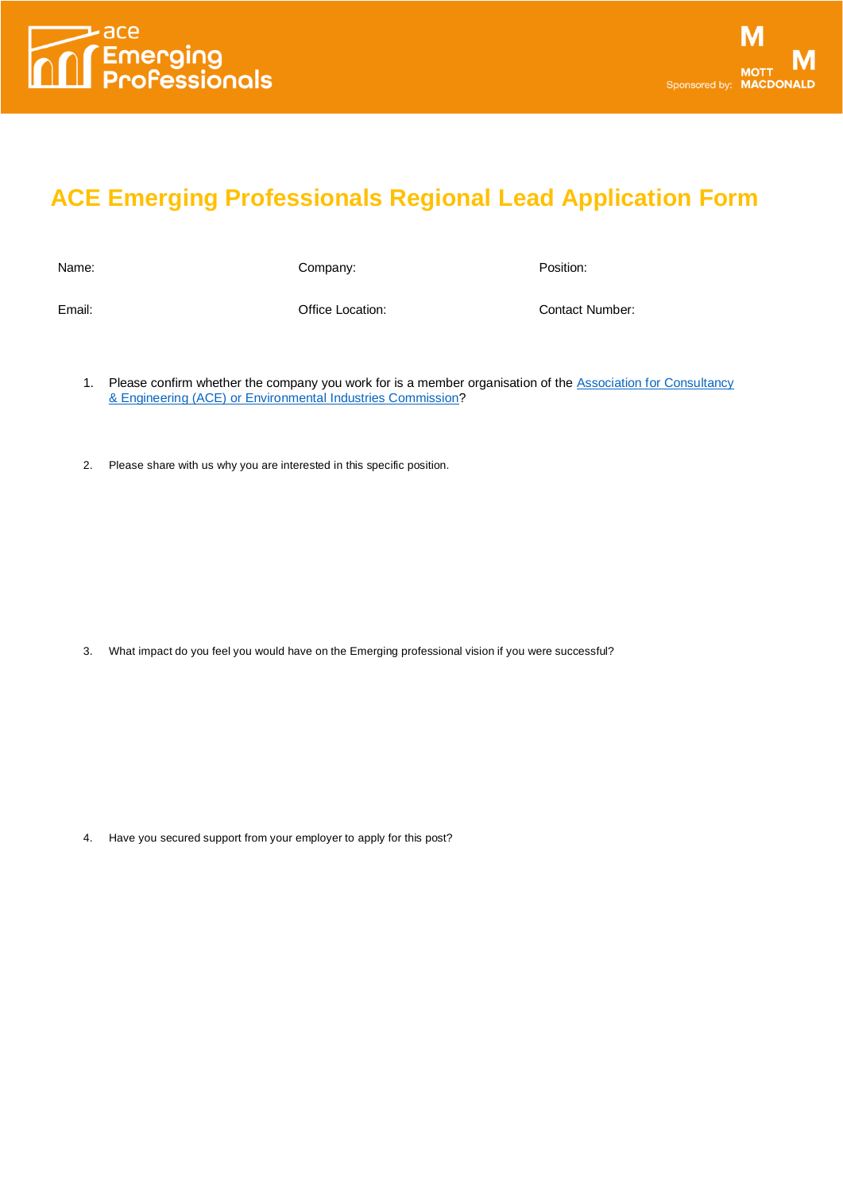# ACE Emerging Professionals Regional Lead Application Form

Name: Company: Position:

Email: Office Location: Contact Number:

1. Please confirm whether the company you work for is a member organisation of the Association for Consultancy & Engineering (ACE) or Environmental Industries Commission?

2. Please share with us why you are interested in this specific position.

3. What impact do you feel you would have on the Emerging professional vision if you were successful?

4. Have you secured support from your employer to apply for this post?